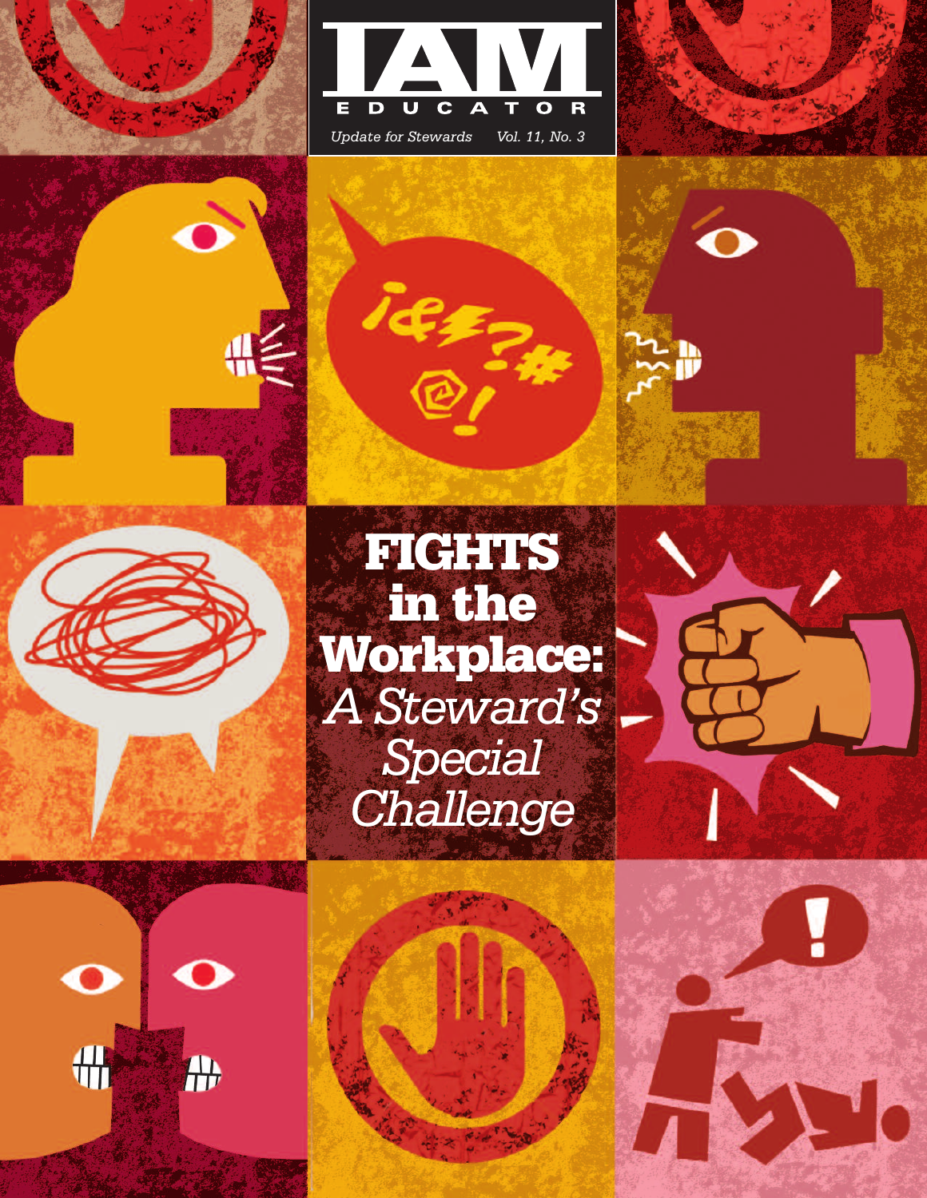# IAM EDUCATOR

*Update for Stewards* *Vol. 11, No. 3*

# FIGHTS in the Workplace: *A Steward's Special Challenge*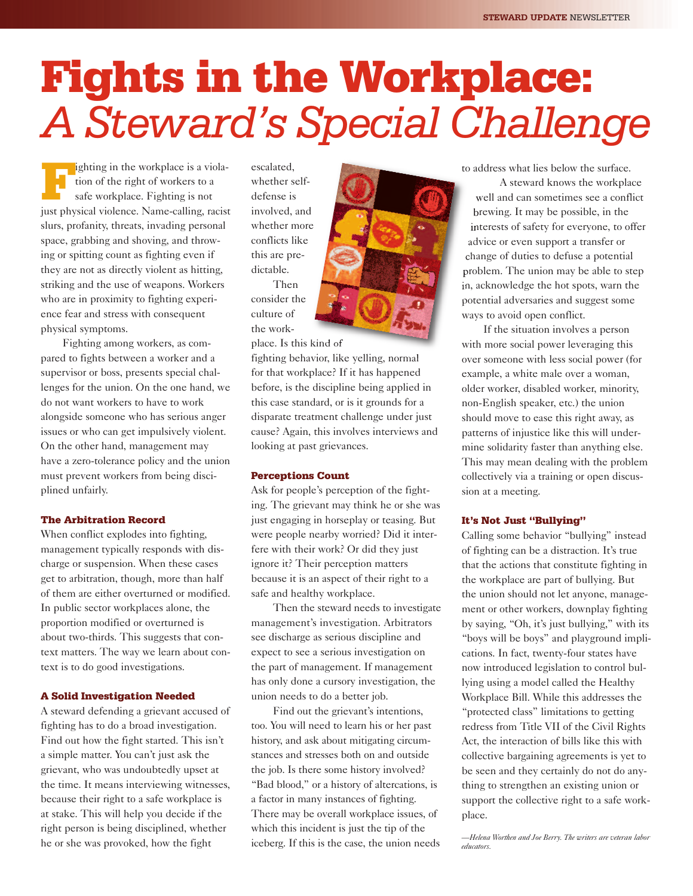# Fights in the Workplace: *A Steward's Special Challenge*

Fighting in the workplace is a violation of the right of workers to a safe workplace. Fighting is not just physical violence. Name-calling, racist slurs, profanity, threats, invading personal space, grabbing and shoving, and throwing or spitting count as fighting even if they are not as directly violent as hitting, striking and the use of weapons. Workers who are in proximity to fighting experience fear and stress with consequent physical symptoms.

Fighting among workers, as compared to fights between a worker and a supervisor or boss, presents special challenges for the union. On the one hand, we do not want workers to have to work alongside someone who has serious anger issues or who can get impulsively violent. On the other hand, management may have a zero-tolerance policy and the union must prevent workers from being disciplined unfairly.

### The Arbitration Record

When conflict explodes into fighting, management typically responds with discharge or suspension. When these cases get to arbitration, though, more than half of them are either overturned or modified. In public sector workplaces alone, the proportion modified or overturned is about two-thirds. This suggests that context matters. The way we learn about context is to do good investigations.

### A Solid Investigation Needed

A steward defending a grievant accused of fighting has to do a broad investigation. Find out how the fight started. This isn't a simple matter. You can't just ask the grievant, who was undoubtedly upset at the time. It means interviewing witnesses, because their right to a safe workplace is at stake. This will help you decide if the right person is being disciplined, whether he or she was provoked, how the fight escalated, whether self-defense is involved, and whether more conflicts like this are predictable.

Then consider the culture of the workplace. Is this kind of fighting behavior, like yelling, normal for that workplace? If it has happened before, is the discipline being applied in this case standard, or is it grounds for a disparate treatment challenge under just cause? Again, this involves interviews and looking at past grievances.

### Perceptions Count

Ask for people's perception of the fighting. The grievant may think he or she was just engaging in horseplay or teasing. But were people nearby worried? Did it interfere with their work? Or did they just ignore it? Their perception matters because it is an aspect of their right to a safe and healthy workplace.

Then the steward needs to investigate management's investigation. Arbitrators see discharge as serious discipline and expect to see a serious investigation on the part of management. If management has only done a cursory investigation, the union needs to do a better job.

Find out the grievant's intentions, too. You will need to learn his or her past history, and ask about mitigating circumstances and stresses both on and outside the job. Is there some history involved? "Bad blood," or a history of altercations, is a factor in many instances of fighting. There may be overall workplace issues, of which this incident is just the tip of the iceberg. If this is the case, the union needs to address what lies below the surface.

A steward knows the workplace well and can sometimes see a conflict brewing. It may be possible, in the interests of safety for everyone, to offer advice or even support a transfer or change of duties to defuse a potential problem. The union may be able to step in, acknowledge the hot spots, warn the potential adversaries and suggest some ways to avoid open conflict.

If the situation involves a person with more social power leveraging this over someone with less social power (for example, a white male over a woman, older worker, disabled worker, minority, non-English speaker, etc.) the union should move to ease this right away, as patterns of injustice like this will undermine solidarity faster than anything else. This may mean dealing with the problem collectively via a training or open discussion at a meeting.

### It's Not Just "Bullying"

Calling some behavior "bullying" instead of fighting can be a distraction. It's true that the actions that constitute fighting in the workplace are part of bullying. But the union should not let anyone, management or other workers, downplay fighting by saying, "Oh, it's just bullying," with its "boys will be boys" and playground implications. In fact, twenty-four states have now introduced legislation to control bullying using a model called the Healthy Workplace Bill. While this addresses the "protected class" limitations to getting redress from Title VII of the Civil Rights Act, the interaction of bills like this with collective bargaining agreements is yet to be seen and they certainly do not do anything to strengthen an existing union or support the collective right to a safe workplace.

*—Helena Worthen and Joe Berry. The writers are veteran labor educators.*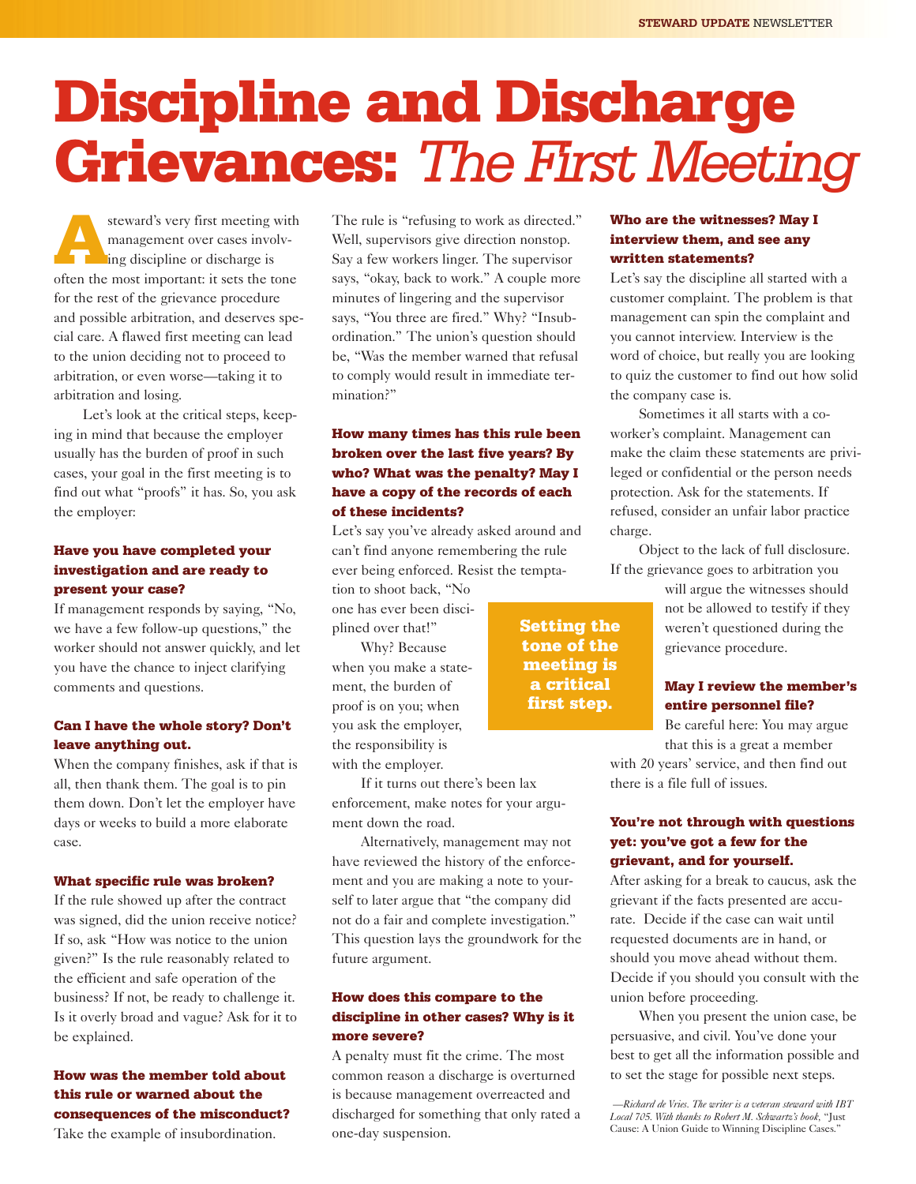# Discipline and Discharge Grievances: *The First Meeting*

A steward's very first meeting with management over cases involving discipline or discharge is often the most important: it sets the tone for the rest of the grievance procedure and possible arbitration, and deserves special care. A flawed first meeting can lead to the union deciding not to proceed to arbitration, or even worse—taking it to arbitration and losing.

Let's look at the critical steps, keeping in mind that because the employer usually has the burden of proof in such cases, your goal in the first meeting is to find out what "proofs" it has. So, you ask the employer:

### Have you have completed your investigation and are ready to present your case?

If management responds by saying, "No, we have a few follow-up questions," the worker should not answer quickly, and let you have the chance to inject clarifying comments and questions.

### Can I have the whole story? Don't leave anything out.

When the company finishes, ask if that is all, then thank them. The goal is to pin them down. Don't let the employer have days or weeks to build a more elaborate case.

### What specific rule was broken?

If the rule showed up after the contract was signed, did the union receive notice? If so, ask "How was notice to the union given?" Is the rule reasonably related to the efficient and safe operation of the business? If not, be ready to challenge it. Is it overly broad and vague? Ask for it to be explained.

### How was the member told about this rule or warned about the consequences of the misconduct?

Take the example of insubordination. The rule is "refusing to work as directed." Well, supervisors give direction nonstop. Say a few workers linger. The supervisor says, "okay, back to work." A couple more minutes of lingering and the supervisor says, "You three are fired." Why? "Insubordination." The union's question should be, "Was the member warned that refusal to comply would result in immediate termination?"

### How many times has this rule been broken over the last five years? By who? What was the penalty? May I have a copy of the records of each of these incidents?

Let's say you've already asked around and can't find anyone remembering the rule ever being enforced. Resist the temptation to shoot back, "No one has ever been disciplined over that!"

Why? Because when you make a statement, the burden of proof is on you; when you ask the employer, the responsibility is with the employer.

**Setting the tone of the meeting is a critical first step.**

If it turns out there's been lax enforcement, make notes for your argument down the road.

Alternatively, management may not have reviewed the history of the enforcement and you are making a note to yourself to later argue that "the company did not do a fair and complete investigation." This question lays the groundwork for the future argument.

### How does this compare to the discipline in other cases? Why is it more severe?

A penalty must fit the crime. The most common reason a discharge is overturned is because management overreacted and discharged for something that only rated a one-day suspension.

### Who are the witnesses? May I interview them, and see any written statements?

Let's say the discipline all started with a customer complaint. The problem is that management can spin the complaint and you cannot interview. Interview is the word of choice, but really you are looking to quiz the customer to find out how solid the company case is.

Sometimes it all starts with a co-worker's complaint. Management can make the claim these statements are privileged or confidential or the person needs protection. Ask for the statements. If refused, consider an unfair labor practice charge.

Object to the lack of full disclosure. If the grievance goes to arbitration you will argue the witnesses should not be allowed to testify if they weren't questioned during the grievance procedure.

### May I review the member's entire personnel file?

Be careful here: You may argue that this is a great a member with 20 years' service, and then find out there is a file full of issues.

### You're not through with questions yet: you've got a few for the grievant, and for yourself.

After asking for a break to caucus, ask the grievant if the facts presented are accurate. Decide if the case can wait until requested documents are in hand, or should you move ahead without them. Decide if you should you consult with the union before proceeding.

When you present the union case, be persuasive, and civil. You've done your best to get all the information possible and to set the stage for possible next steps.

*—Richard de Vries. The writer is a veteran steward with IBT Local 705. With thanks to Robert M. Schwartz's book,* "Just Cause: A Union Guide to Winning Discipline Cases."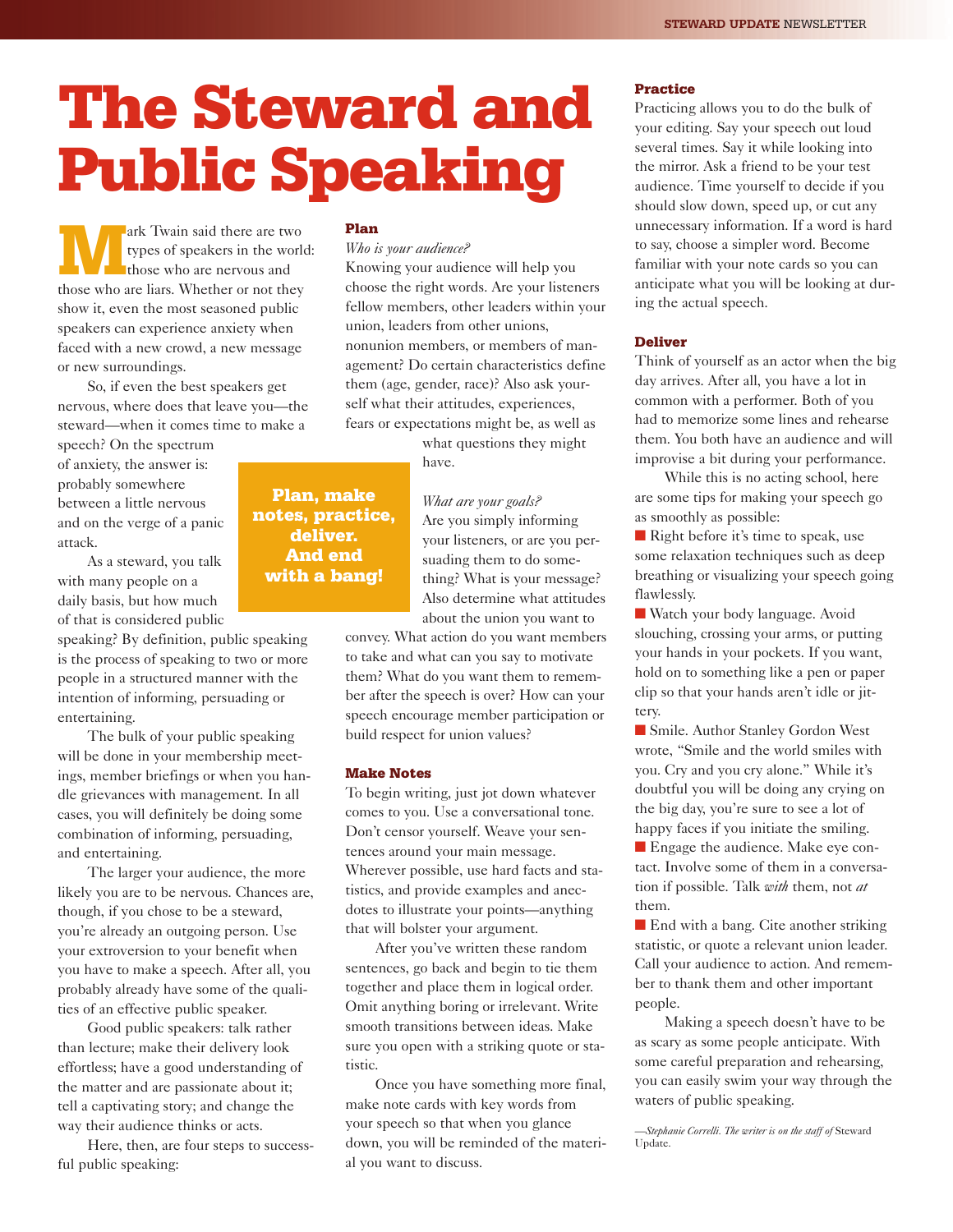# The Steward and Public Speaking

Mark Twain said there are two types of speakers in the world: those who are nervous and those who are liars. Whether or not they show it, even the most seasoned public speakers can experience anxiety when faced with a new crowd, a new message or new surroundings.

So, if even the best speakers get nervous, where does that leave you—the steward—when it comes time to make a speech? On the spectrum of anxiety, the answer is: probably somewhere between a little nervous and on the verge of a panic attack.

As a steward, you talk with many people on a daily basis, but how much of that is considered public speaking? By definition, public speaking is the process of speaking to two or more people in a structured manner with the intention of informing, persuading or entertaining.

The bulk of your public speaking will be done in your membership meetings, member briefings or when you handle grievances with management. In all cases, you will definitely be doing some combination of informing, persuading, and entertaining.

The larger your audience, the more likely you are to be nervous. Chances are, though, if you chose to be a steward, you're already an outgoing person. Use your extroversion to your benefit when you have to make a speech. After all, you probably already have some of the qualities of an effective public speaker.

Good public speakers: talk rather than lecture; make their delivery look effortless; have a good understanding of the matter and are passionate about it; tell a captivating story; and change the way their audience thinks or acts.

Here, then, are four steps to successful public speaking:

**Plan, make notes, practice, deliver. And end with a bang!**

### Plan

*Who is your audience?*

Knowing your audience will help you choose the right words. Are your listeners fellow members, other leaders within your union, leaders from other unions, nonunion members, or members of management? Do certain characteristics define them (age, gender, race)? Also ask yourself what their attitudes, experiences, fears or expectations might be, as well as what questions they might have.

*What are your goals?*

Are you simply informing your listeners, or are you persuading them to do something? What is your message? Also determine what attitudes about the union you want to convey. What action do you want members to take and what can you say to motivate them? What do you want them to remember after the speech is over? How can your speech encourage member participation or build respect for union values?

### Make Notes

To begin writing, just jot down whatever comes to you. Use a conversational tone. Don't censor yourself. Weave your sentences around your main message. Wherever possible, use hard facts and statistics, and provide examples and anecdotes to illustrate your points—anything that will bolster your argument.

After you've written these random sentences, go back and begin to tie them together and place them in logical order. Omit anything boring or irrelevant. Write smooth transitions between ideas. Make sure you open with a striking quote or statistic.

Once you have something more final, make note cards with key words from your speech so that when you glance down, you will be reminded of the material you want to discuss.

### Practice

Practicing allows you to do the bulk of your editing. Say your speech out loud several times. Say it while looking into the mirror. Ask a friend to be your test audience. Time yourself to decide if you should slow down, speed up, or cut any unnecessary information. If a word is hard to say, choose a simpler word. Become familiar with your note cards so you can anticipate what you will be looking at during the actual speech.

### Deliver

Think of yourself as an actor when the big day arrives. After all, you have a lot in common with a performer. Both of you had to memorize some lines and rehearse them. You both have an audience and will improvise a bit during your performance.

While this is no acting school, here are some tips for making your speech go as smoothly as possible:

- Right before it's time to speak, use some relaxation techniques such as deep breathing or visualizing your speech going flawlessly.
- Watch your body language. Avoid slouching, crossing your arms, or putting your hands in your pockets. If you want, hold on to something like a pen or paper clip so that your hands aren't idle or jittery.
- Smile. Author Stanley Gordon West wrote, "Smile and the world smiles with you. Cry and you cry alone." While it's doubtful you will be doing any crying on the big day, you're sure to see a lot of happy faces if you initiate the smiling.
- Engage the audience. Make eye contact. Involve some of them in a conversation if possible. Talk *with* them, not *at* them.
- End with a bang. Cite another striking statistic, or quote a relevant union leader. Call your audience to action. And remember to thank them and other important people.

Making a speech doesn't have to be as scary as some people anticipate. With some careful preparation and rehearsing, you can easily swim your way through the waters of public speaking.

*—Stephanie Correlli. The writer is on the staff of* Steward Update.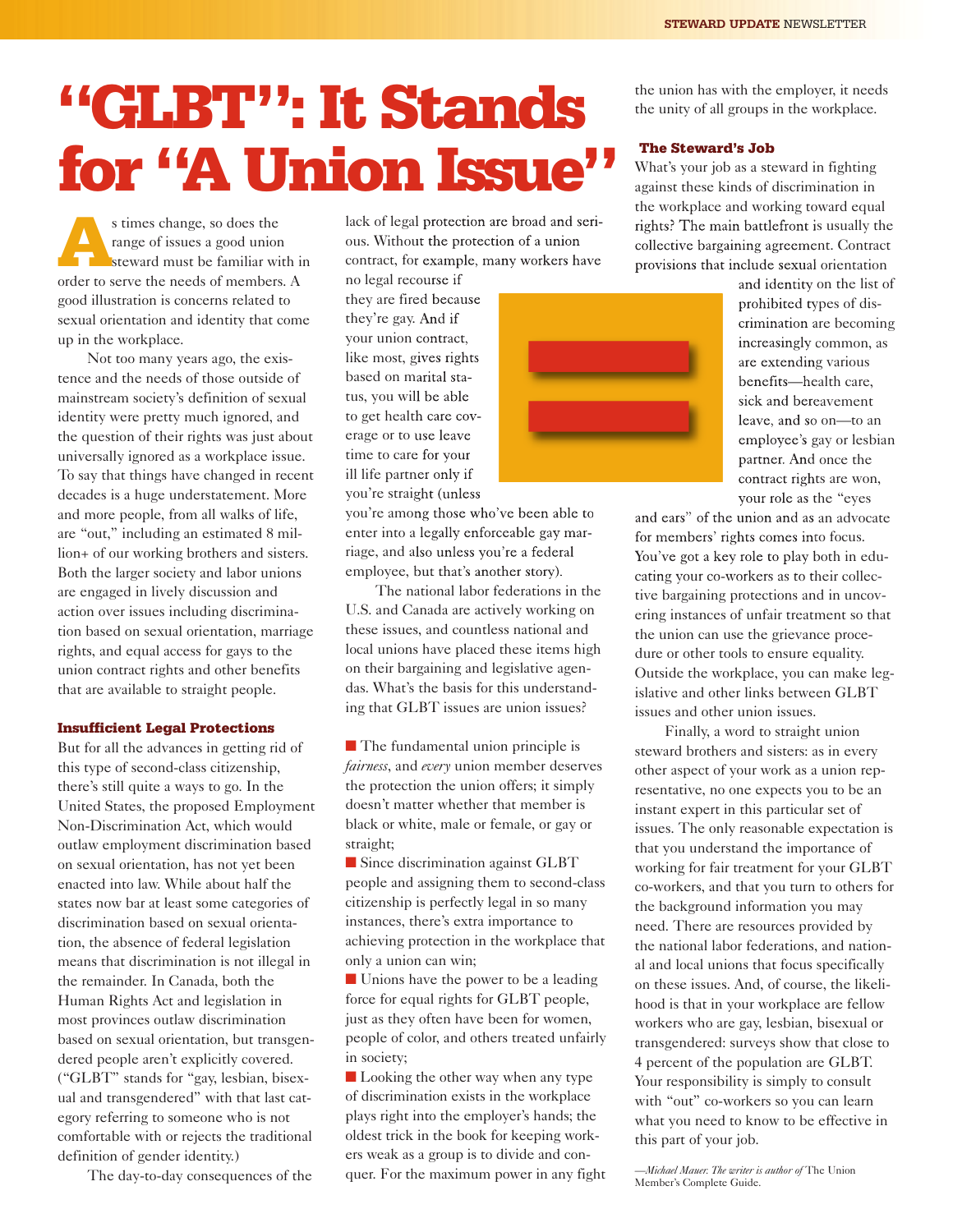# "GLBT": It Stands for "A Union Issue"

As times change, so does the range of issues a good union steward must be familiar with in order to serve the needs of members. A good illustration is concerns related to sexual orientation and identity that come up in the workplace.

Not too many years ago, the existence and the needs of those outside of mainstream society's definition of sexual identity were pretty much ignored, and the question of their rights was just about universally ignored as a workplace issue. To say that things have changed in recent decades is a huge understatement. More and more people, from all walks of life, are "out," including an estimated 8 million+ of our working brothers and sisters. Both the larger society and labor unions are engaged in lively discussion and action over issues including discrimination based on sexual orientation, marriage rights, and equal access for gays to the union contract rights and other benefits that are available to straight people.

### Insufficient Legal Protections

But for all the advances in getting rid of this type of second-class citizenship, there's still quite a ways to go. In the United States, the proposed Employment Non-Discrimination Act, which would outlaw employment discrimination based on sexual orientation, has not yet been enacted into law. While about half the states now bar at least some categories of discrimination based on sexual orientation, the absence of federal legislation means that discrimination is not illegal in the remainder. In Canada, both the Human Rights Act and legislation in most provinces outlaw discrimination based on sexual orientation, but transgendered people aren't explicitly covered. ("GLBT" stands for "gay, lesbian, bisexual and transgendered" with that last category referring to someone who is not comfortable with or rejects the traditional definition of gender identity.)

The day-to-day consequences of the lack of legal protection are broad and serious. Without the protection of a union contract, for example, many workers have no legal recourse if they are fired because they're gay. And if your union contract, like most, gives rights based on marital status, you will be able to get health care coverage or to use leave time to care for your ill life partner only if you're straight (unless you're among those who've been able to enter into a legally enforceable gay marriage, and also unless you're a federal employee, but that's another story).

The national labor federations in the U.S. and Canada are actively working on these issues, and countless national and local unions have placed these items high on their bargaining and legislative agendas. What's the basis for this understanding that GLBT issues are union issues?

- The fundamental union principle is *fairness*, and *every* union member deserves the protection the union offers; it simply doesn't matter whether that member is black or white, male or female, or gay or straight;
- Since discrimination against GLBT people and assigning them to second-class citizenship is perfectly legal in so many instances, there's extra importance to achieving protection in the workplace that only a union can win;
- Unions have the power to be a leading force for equal rights for GLBT people, just as they often have been for women, people of color, and others treated unfairly in society;
- Looking the other way when any type of discrimination exists in the workplace plays right into the employer's hands; the oldest trick in the book for keeping workers weak as a group is to divide and conquer. For the maximum power in any fight the union has with the employer, it needs the unity of all groups in the workplace.

### The Steward's Job

What's your job as a steward in fighting against these kinds of discrimination in the workplace and working toward equal rights? The main battlefront is usually the collective bargaining agreement. Contract provisions that include sexual orientation and identity on the list of prohibited types of discrimination are becoming increasingly common, as are extending various benefits—health care, sick and bereavement leave, and so on—to an employee's gay or lesbian partner. And once the contract rights are won, your role as the "eyes and ears" of the union and as an advocate for members' rights comes into focus. You've got a key role to play both in educating your co-workers as to their collective bargaining protections and in uncovering instances of unfair treatment so that the union can use the grievance procedure or other tools to ensure equality. Outside the workplace, you can make legislative and other links between GLBT issues and other union issues.

Finally, a word to straight union steward brothers and sisters: as in every other aspect of your work as a union representative, no one expects you to be an instant expert in this particular set of issues. The only reasonable expectation is that you understand the importance of working for fair treatment for your GLBT co-workers, and that you turn to others for the background information you may need. There are resources provided by the national labor federations, and national and local unions that focus specifically on these issues. And, of course, the likelihood is that in your workplace are fellow workers who are gay, lesbian, bisexual or transgendered: surveys show that close to 4 percent of the population are GLBT. Your responsibility is simply to consult with "out" co-workers so you can learn what you need to know to be effective in this part of your job.

*—Michael Mauer. The writer is author of* The Union Member's Complete Guide.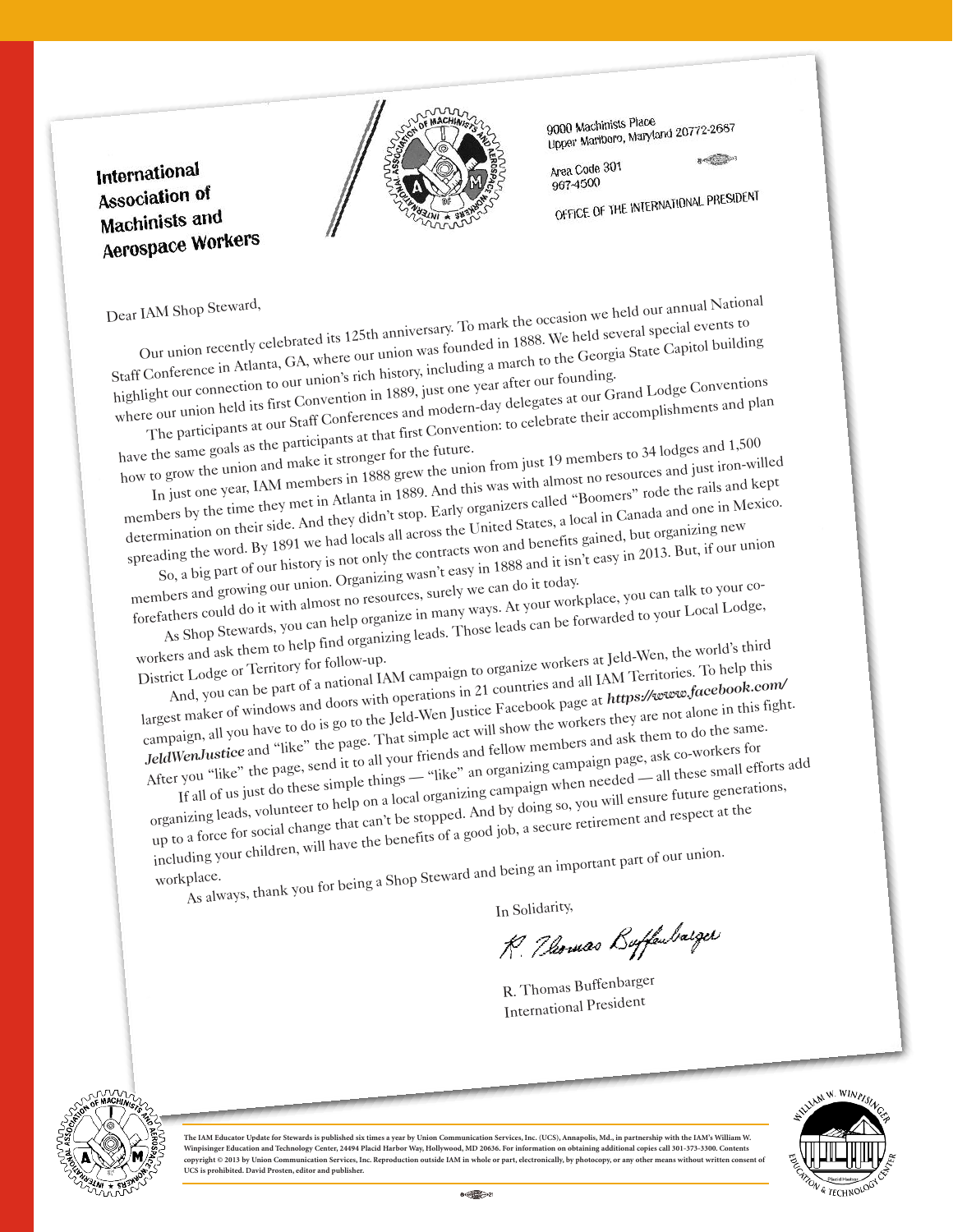**International Association of Machinists and Aerospace Workers**

9000 Machinists Place
Upper Marlboro, Maryland 20772-2687

Area Code 301
967-4500

OFFICE OF THE INTERNATIONAL PRESIDENT

Dear IAM Shop Steward,

Our union recently celebrated its 125th anniversary. To mark the occasion we held our annual National Staff Conference in Atlanta, GA, where our union was founded in 1888. We held several special events to highlight our connection to our union's rich history, including a march to the Georgia State Capitol building where our union held its first Convention in 1889, just one year after our founding.

The participants at our Staff Conferences and modern-day delegates at our Grand Lodge Conventions have the same goals as the participants at that first Convention: to celebrate their accomplishments and plan how to grow the union and make it stronger for the future.

In just one year, IAM members in 1888 grew the union from just 19 members to 34 lodges and 1,500 members by the time they met in Atlanta in 1889. And this was with almost no resources and just iron-willed determination on their side. And they didn't stop. Early organizers called "Boomers" rode the rails and kept spreading the word. By 1891 we had locals all across the United States, a local in Canada and one in Mexico.

So, a big part of our history is not only the contracts won and benefits gained, but organizing new members and growing our union. Organizing wasn't easy in 1888 and it isn't easy in 2013. But, if our union forefathers could do it with almost no resources, surely we can do it today.

As Shop Stewards, you can help organize in many ways. At your workplace, you can talk to your co-workers and ask them to help find organizing leads. Those leads can be forwarded to your Local Lodge, District Lodge or Territory for follow-up.

And, you can be part of a national IAM campaign to organize workers at Jeld-Wen, the world's third largest maker of windows and doors with operations in 21 countries and all IAM Territories. To help this campaign, all you have to do is go to the Jeld-Wen Justice Facebook page at ***https://www.facebook.com/JeldWenJustice*** and "like" the page. That simple act will show the workers they are not alone in this fight. After you "like" the page, send it to all your friends and fellow members and ask them to do the same.

If all of us just do these simple things — "like" an organizing campaign page, ask co-workers for organizing leads, volunteer to help on a local organizing campaign when needed — all these small efforts add up to a force for social change that can't be stopped. And by doing so, you will ensure future generations, including your children, will have the benefits of a good job, a secure retirement and respect at the workplace.

As always, thank you for being a Shop Steward and being an important part of our union.

In Solidarity,

*R. Thomas Buffenbarger*

R. Thomas Buffenbarger
International President

The IAM Educator Update for Stewards is published six times a year by Union Communication Services, Inc. (UCS), Annapolis, Md., in partnership with the IAM's William W. Winpisinger Education and Technology Center, 24494 Placid Harbor Way, Hollywood, MD 20636. For information on obtaining additional copies call 301-373-3300. Contents copyright © 2013 by Union Communication Services, Inc. Reproduction outside IAM in whole or part, electronically, by photocopy, or any other means without written consent of UCS is prohibited. David Prosten, editor and publisher.